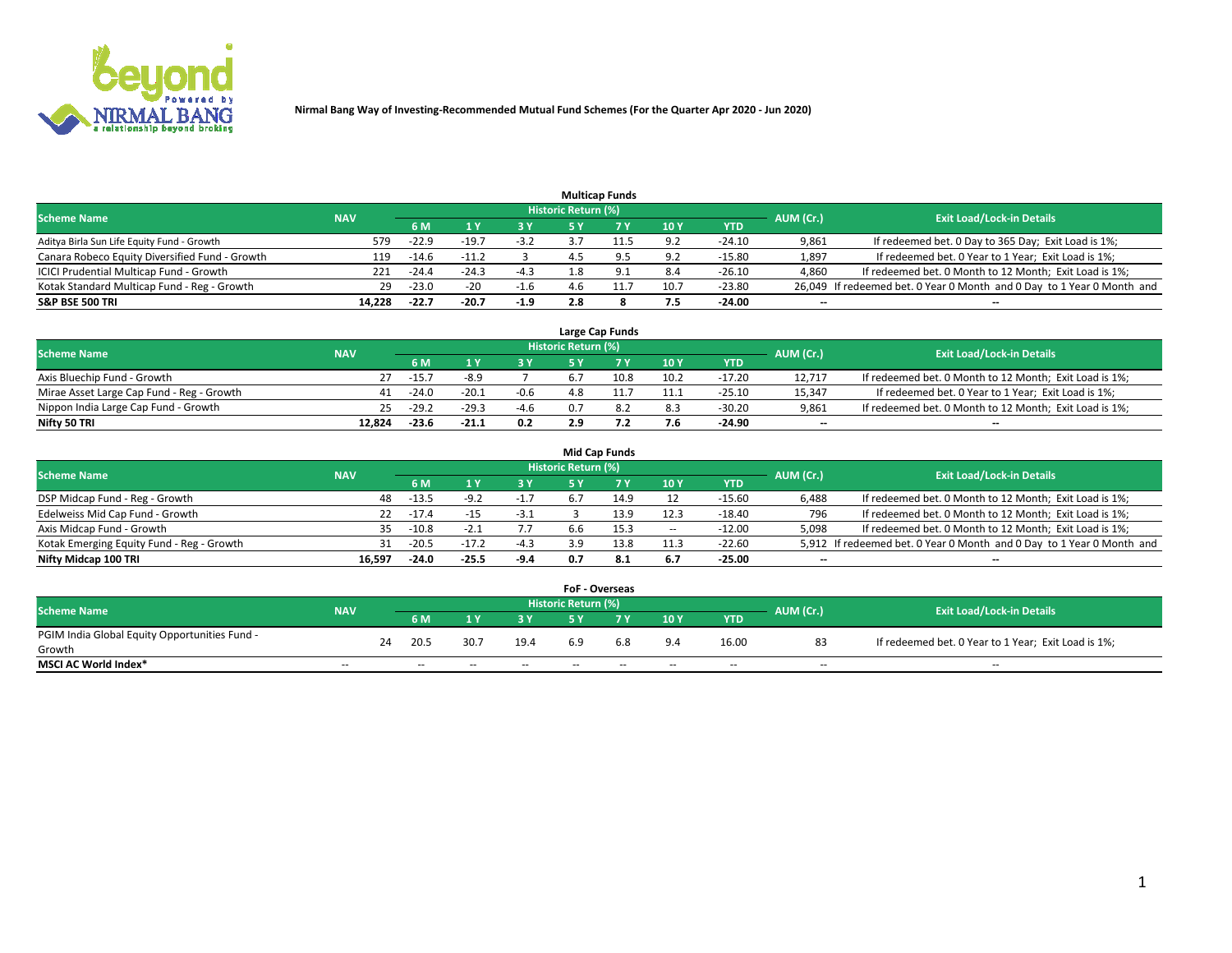# Nirmal Bang Way of Investing-Recommended Mutual Fund Schemes (For the Quarter Apr 2020 - Jun 2020)

## Multicap Funds

| Scheme Name | NAV | Historic Return (%) | | | | | | | AUM (Cr.) | Exit Load/Lock-in Details |
|---|---|---|---|---|---|---|---|---|---|---|
| | | 6 M | 1 Y | 3 Y | 5 Y | 7 Y | 10 Y | YTD | | |
| Aditya Birla Sun Life Equity Fund - Growth | 579 | -22.9 | -19.7 | -3.2 | 3.7 | 11.5 | 9.2 | -24.10 | 9,861 | If redeemed bet. 0 Day to 365 Day; Exit Load is 1%; |
| Canara Robeco Equity Diversified Fund - Growth | 119 | -14.6 | -11.2 | 3 | 4.5 | 9.5 | 9.2 | -15.80 | 1,897 | If redeemed bet. 0 Year to 1 Year; Exit Load is 1%; |
| ICICI Prudential Multicap Fund - Growth | 221 | -24.4 | -24.3 | -4.3 | 1.8 | 9.1 | 8.4 | -26.10 | 4,860 | If redeemed bet. 0 Month to 12 Month; Exit Load is 1%; |
| Kotak Standard Multicap Fund - Reg - Growth | 29 | -23.0 | -20 | -1.6 | 4.6 | 11.7 | 10.7 | -23.80 | 26,049 | If redeemed bet. 0 Year 0 Month and 0 Day to 1 Year 0 Month and |
| **S&P BSE 500 TRI** | **14,228** | **-22.7** | **-20.7** | **-1.9** | **2.8** | **8** | **7.5** | **-24.00** | **--** | **--** |

## Large Cap Funds

| Scheme Name | NAV | Historic Return (%) | | | | | | | AUM (Cr.) | Exit Load/Lock-in Details |
|---|---|---|---|---|---|---|---|---|---|---|
| | | 6 M | 1 Y | 3 Y | 5 Y | 7 Y | 10 Y | YTD | | |
| Axis Bluechip Fund - Growth | 27 | -15.7 | -8.9 | 7 | 6.7 | 10.8 | 10.2 | -17.20 | 12,717 | If redeemed bet. 0 Month to 12 Month; Exit Load is 1%; |
| Mirae Asset Large Cap Fund - Reg - Growth | 41 | -24.0 | -20.1 | -0.6 | 4.8 | 11.7 | 11.1 | -25.10 | 15,347 | If redeemed bet. 0 Year to 1 Year; Exit Load is 1%; |
| Nippon India Large Cap Fund - Growth | 25 | -29.2 | -29.3 | -4.6 | 0.7 | 8.2 | 8.3 | -30.20 | 9,861 | If redeemed bet. 0 Month to 12 Month; Exit Load is 1%; |
| **Nifty 50 TRI** | **12,824** | **-23.6** | **-21.1** | **0.2** | **2.9** | **7.2** | **7.6** | **-24.90** | **--** | **--** |

## Mid Cap Funds

| Scheme Name | NAV | Historic Return (%) | | | | | | | AUM (Cr.) | Exit Load/Lock-in Details |
|---|---|---|---|---|---|---|---|---|---|---|
| | | 6 M | 1 Y | 3 Y | 5 Y | 7 Y | 10 Y | YTD | | |
| DSP Midcap Fund - Reg - Growth | 48 | -13.5 | -9.2 | -1.7 | 6.7 | 14.9 | 12 | -15.60 | 6,488 | If redeemed bet. 0 Month to 12 Month; Exit Load is 1%; |
| Edelweiss Mid Cap Fund - Growth | 22 | -17.4 | -15 | -3.1 | 3 | 13.9 | 12.3 | -18.40 | 796 | If redeemed bet. 0 Month to 12 Month; Exit Load is 1%; |
| Axis Midcap Fund - Growth | 35 | -10.8 | -2.1 | 7.7 | 6.6 | 15.3 | -- | -12.00 | 5,098 | If redeemed bet. 0 Month to 12 Month; Exit Load is 1%; |
| Kotak Emerging Equity Fund - Reg - Growth | 31 | -20.5 | -17.2 | -4.3 | 3.9 | 13.8 | 11.3 | -22.60 | 5,912 | If redeemed bet. 0 Year 0 Month and 0 Day to 1 Year 0 Month and |
| **Nifty Midcap 100 TRI** | **16,597** | **-24.0** | **-25.5** | **-9.4** | **0.7** | **8.1** | **6.7** | **-25.00** | **--** | **--** |

## FoF - Overseas

| Scheme Name | NAV | Historic Return (%) | | | | | | | AUM (Cr.) | Exit Load/Lock-in Details |
|---|---|---|---|---|---|---|---|---|---|---|
| | | 6 M | 1 Y | 3 Y | 5 Y | 7 Y | 10 Y | YTD | | |
| PGIM India Global Equity Opportunities Fund - Growth | 24 | 20.5 | 30.7 | 19.4 | 6.9 | 6.8 | 9.4 | 16.00 | 83 | If redeemed bet. 0 Year to 1 Year; Exit Load is 1%; |
| **MSCI AC World Index*** | -- | -- | -- | -- | -- | -- | -- | -- | -- | -- |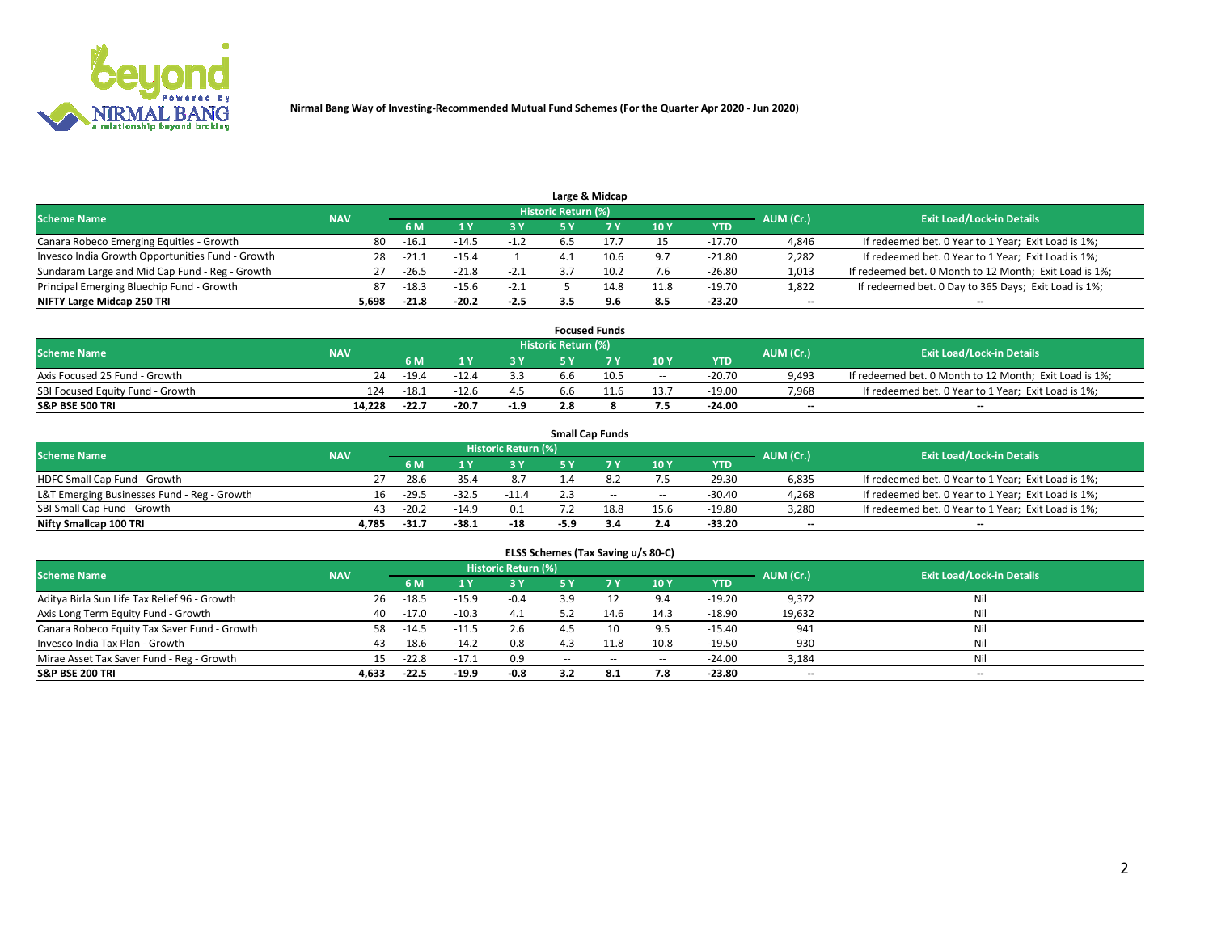Nirmal Bang Way of Investing-Recommended Mutual Fund Schemes (For the Quarter Apr 2020 - Jun 2020)

## Large & Midcap

| Scheme Name | NAV | Historic Return (%) | | | | | | | AUM (Cr.) | Exit Load/Lock-in Details |
|---|---|---|---|---|---|---|---|---|---|---|
| | | 6 M | 1 Y | 3 Y | 5 Y | 7 Y | 10 Y | YTD | | |
| Canara Robeco Emerging Equities - Growth | 80 | -16.1 | -14.5 | -1.2 | 6.5 | 17.7 | 15 | -17.70 | 4,846 | If redeemed bet. 0 Year to 1 Year; Exit Load is 1%; |
| Invesco India Growth Opportunities Fund - Growth | 28 | -21.1 | -15.4 | 1 | 4.1 | 10.6 | 9.7 | -21.80 | 2,282 | If redeemed bet. 0 Year to 1 Year; Exit Load is 1%; |
| Sundaram Large and Mid Cap Fund - Reg - Growth | 27 | -26.5 | -21.8 | -2.1 | 3.7 | 10.2 | 7.6 | -26.80 | 1,013 | If redeemed bet. 0 Month to 12 Month; Exit Load is 1%; |
| Principal Emerging Bluechip Fund - Growth | 87 | -18.3 | -15.6 | -2.1 | 5 | 14.8 | 11.8 | -19.70 | 1,822 | If redeemed bet. 0 Day to 365 Days; Exit Load is 1%; |
| **NIFTY Large Midcap 250 TRI** | **5,698** | **-21.8** | **-20.2** | **-2.5** | **3.5** | **9.6** | **8.5** | **-23.20** | **--** | **--** |

## Focused Funds

| Scheme Name | NAV | Historic Return (%) | | | | | | | AUM (Cr.) | Exit Load/Lock-in Details |
|---|---|---|---|---|---|---|---|---|---|---|
| | | 6 M | 1 Y | 3 Y | 5 Y | 7 Y | 10 Y | YTD | | |
| Axis Focused 25 Fund - Growth | 24 | -19.4 | -12.4 | 3.3 | 6.6 | 10.5 | -- | -20.70 | 9,493 | If redeemed bet. 0 Month to 12 Month; Exit Load is 1%; |
| SBI Focused Equity Fund - Growth | 124 | -18.1 | -12.6 | 4.5 | 6.6 | 11.6 | 13.7 | -19.00 | 7,968 | If redeemed bet. 0 Year to 1 Year; Exit Load is 1%; |
| **S&P BSE 500 TRI** | **14,228** | **-22.7** | **-20.7** | **-1.9** | **2.8** | **8** | **7.5** | **-24.00** | **--** | **--** |

## Small Cap Funds

| Scheme Name | NAV | Historic Return (%) | | | | | | | AUM (Cr.) | Exit Load/Lock-in Details |
|---|---|---|---|---|---|---|---|---|---|---|
| | | 6 M | 1 Y | 3 Y | 5 Y | 7 Y | 10 Y | YTD | | |
| HDFC Small Cap Fund - Growth | 27 | -28.6 | -35.4 | -8.7 | 1.4 | 8.2 | 7.5 | -29.30 | 6,835 | If redeemed bet. 0 Year to 1 Year; Exit Load is 1%; |
| L&T Emerging Businesses Fund - Reg - Growth | 16 | -29.5 | -32.5 | -11.4 | 2.3 | -- | -- | -30.40 | 4,268 | If redeemed bet. 0 Year to 1 Year; Exit Load is 1%; |
| SBI Small Cap Fund - Growth | 43 | -20.2 | -14.9 | 0.1 | 7.2 | 18.8 | 15.6 | -19.80 | 3,280 | If redeemed bet. 0 Year to 1 Year; Exit Load is 1%; |
| **Nifty Smallcap 100 TRI** | **4,785** | **-31.7** | **-38.1** | **-18** | **-5.9** | **3.4** | **2.4** | **-33.20** | **--** | **--** |

## ELSS Schemes (Tax Saving u/s 80-C)

| Scheme Name | NAV | Historic Return (%) | | | | | | | AUM (Cr.) | Exit Load/Lock-in Details |
|---|---|---|---|---|---|---|---|---|---|---|
| | | 6 M | 1 Y | 3 Y | 5 Y | 7 Y | 10 Y | YTD | | |
| Aditya Birla Sun Life Tax Relief 96 - Growth | 26 | -18.5 | -15.9 | -0.4 | 3.9 | 12 | 9.4 | -19.20 | 9,372 | Nil |
| Axis Long Term Equity Fund - Growth | 40 | -17.0 | -10.3 | 4.1 | 5.2 | 14.6 | 14.3 | -18.90 | 19,632 | Nil |
| Canara Robeco Equity Tax Saver Fund - Growth | 58 | -14.5 | -11.5 | 2.6 | 4.5 | 10 | 9.5 | -15.40 | 941 | Nil |
| Invesco India Tax Plan - Growth | 43 | -18.6 | -14.2 | 0.8 | 4.3 | 11.8 | 10.8 | -19.50 | 930 | Nil |
| Mirae Asset Tax Saver Fund - Reg - Growth | 15 | -22.8 | -17.1 | 0.9 | -- | -- | -- | -24.00 | 3,184 | Nil |
| **S&P BSE 200 TRI** | **4,633** | **-22.5** | **-19.9** | **-0.8** | **3.2** | **8.1** | **7.8** | **-23.80** | **--** | **--** |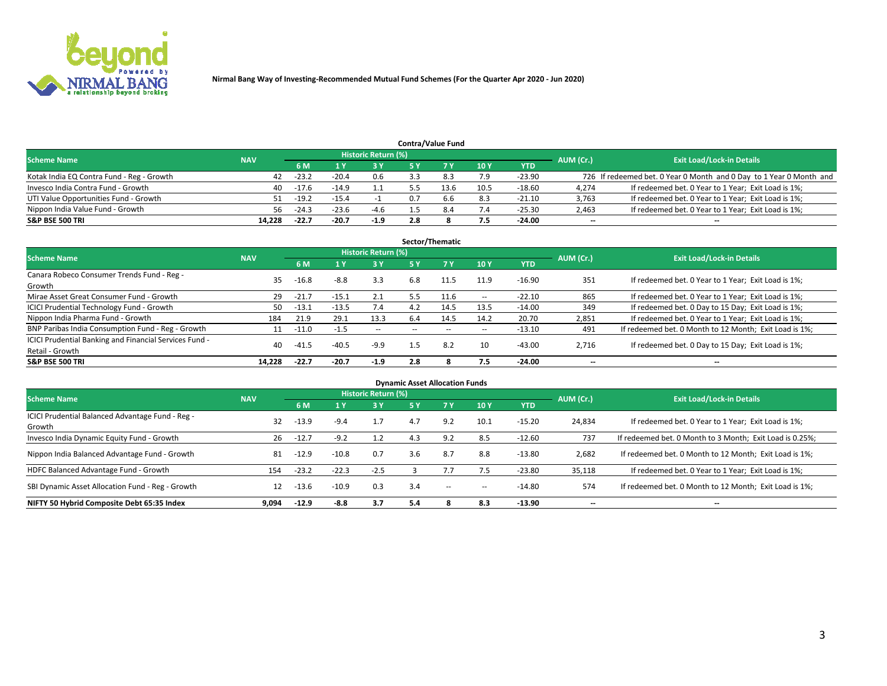Nirmal Bang Way of Investing-Recommended Mutual Fund Schemes (For the Quarter Apr 2020 - Jun 2020)

## Contra/Value Fund

| Scheme Name | NAV | Historic Return (%) | | | | | | | AUM (Cr.) | Exit Load/Lock-in Details |
|---|---|---|---|---|---|---|---|---|---|---|
| | | 6 M | 1 Y | 3 Y | 5 Y | 7 Y | 10 Y | YTD | | |
| Kotak India EQ Contra Fund - Reg - Growth | 42 | -23.2 | -20.4 | 0.6 | 3.3 | 8.3 | 7.9 | -23.90 | 726 | If redeemed bet. 0 Year 0 Month and 0 Day to 1 Year 0 Month and |
| Invesco India Contra Fund - Growth | 40 | -17.6 | -14.9 | 1.1 | 5.5 | 13.6 | 10.5 | -18.60 | 4,274 | If redeemed bet. 0 Year to 1 Year; Exit Load is 1%; |
| UTI Value Opportunities Fund - Growth | 51 | -19.2 | -15.4 | -1 | 0.7 | 6.6 | 8.3 | -21.10 | 3,763 | If redeemed bet. 0 Year to 1 Year; Exit Load is 1%; |
| Nippon India Value Fund - Growth | 56 | -24.3 | -23.6 | -4.6 | 1.5 | 8.4 | 7.4 | -25.30 | 2,463 | If redeemed bet. 0 Year to 1 Year; Exit Load is 1%; |
| **S&P BSE 500 TRI** | **14,228** | **-22.7** | **-20.7** | **-1.9** | **2.8** | **8** | **7.5** | **-24.00** | **--** | **--** |

## Sector/Thematic

| Scheme Name | NAV | Historic Return (%) | | | | | | | AUM (Cr.) | Exit Load/Lock-in Details |
|---|---|---|---|---|---|---|---|---|---|---|
| | | 6 M | 1 Y | 3 Y | 5 Y | 7 Y | 10 Y | YTD | | |
| Canara Robeco Consumer Trends Fund - Reg - Growth | 35 | -16.8 | -8.8 | 3.3 | 6.8 | 11.5 | 11.9 | -16.90 | 351 | If redeemed bet. 0 Year to 1 Year; Exit Load is 1%; |
| Mirae Asset Great Consumer Fund - Growth | 29 | -21.7 | -15.1 | 2.1 | 5.5 | 11.6 | -- | -22.10 | 865 | If redeemed bet. 0 Year to 1 Year; Exit Load is 1%; |
| ICICI Prudential Technology Fund - Growth | 50 | -13.1 | -13.5 | 7.4 | 4.2 | 14.5 | 13.5 | -14.00 | 349 | If redeemed bet. 0 Day to 15 Day; Exit Load is 1%; |
| Nippon India Pharma Fund - Growth | 184 | 21.9 | 29.1 | 13.3 | 6.4 | 14.5 | 14.2 | 20.70 | 2,851 | If redeemed bet. 0 Year to 1 Year; Exit Load is 1%; |
| BNP Paribas India Consumption Fund - Reg - Growth | 11 | -11.0 | -1.5 | -- | -- | -- | -- | -13.10 | 491 | If redeemed bet. 0 Month to 12 Month; Exit Load is 1%; |
| ICICI Prudential Banking and Financial Services Fund - Retail - Growth | 40 | -41.5 | -40.5 | -9.9 | 1.5 | 8.2 | 10 | -43.00 | 2,716 | If redeemed bet. 0 Day to 15 Day; Exit Load is 1%; |
| **S&P BSE 500 TRI** | **14,228** | **-22.7** | **-20.7** | **-1.9** | **2.8** | **8** | **7.5** | **-24.00** | **--** | **--** |

## Dynamic Asset Allocation Funds

| Scheme Name | NAV | Historic Return (%) | | | | | | | AUM (Cr.) | Exit Load/Lock-in Details |
|---|---|---|---|---|---|---|---|---|---|---|
| | | 6 M | 1 Y | 3 Y | 5 Y | 7 Y | 10 Y | YTD | | |
| ICICI Prudential Balanced Advantage Fund - Reg - Growth | 32 | -13.9 | -9.4 | 1.7 | 4.7 | 9.2 | 10.1 | -15.20 | 24,834 | If redeemed bet. 0 Year to 1 Year; Exit Load is 1%; |
| Invesco India Dynamic Equity Fund - Growth | 26 | -12.7 | -9.2 | 1.2 | 4.3 | 9.2 | 8.5 | -12.60 | 737 | If redeemed bet. 0 Month to 3 Month; Exit Load is 0.25%; |
| Nippon India Balanced Advantage Fund - Growth | 81 | -12.9 | -10.8 | 0.7 | 3.6 | 8.7 | 8.8 | -13.80 | 2,682 | If redeemed bet. 0 Month to 12 Month; Exit Load is 1%; |
| HDFC Balanced Advantage Fund - Growth | 154 | -23.2 | -22.3 | -2.5 | 3 | 7.7 | 7.5 | -23.80 | 35,118 | If redeemed bet. 0 Year to 1 Year; Exit Load is 1%; |
| SBI Dynamic Asset Allocation Fund - Reg - Growth | 12 | -13.6 | -10.9 | 0.3 | 3.4 | -- | -- | -14.80 | 574 | If redeemed bet. 0 Month to 12 Month; Exit Load is 1%; |
| **NIFTY 50 Hybrid Composite Debt 65:35 Index** | **9,094** | **-12.9** | **-8.8** | **3.7** | **5.4** | **8** | **8.3** | **-13.90** | **--** | **--** |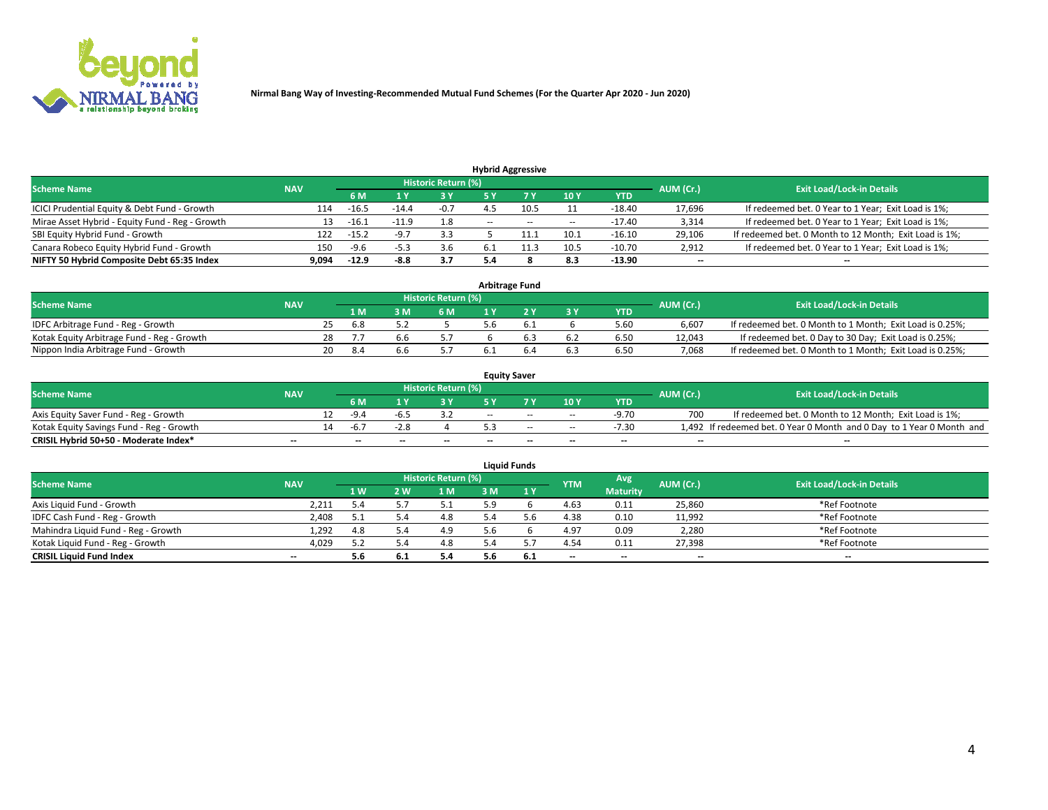Nirmal Bang Way of Investing-Recommended Mutual Fund Schemes (For the Quarter Apr 2020 - Jun 2020)

## Hybrid Aggressive

| Scheme Name | NAV | Historic Return (%) | | | | | | | AUM (Cr.) | Exit Load/Lock-in Details |
|---|---|---|---|---|---|---|---|---|---|---|
| | | 6 M | 1 Y | 3 Y | 5 Y | 7 Y | 10 Y | YTD | | |
| ICICI Prudential Equity & Debt Fund - Growth | 114 | -16.5 | -14.4 | -0.7 | 4.5 | 10.5 | 11 | -18.40 | 17,696 | If redeemed bet. 0 Year to 1 Year; Exit Load is 1%; |
| Mirae Asset Hybrid - Equity Fund - Reg - Growth | 13 | -16.1 | -11.9 | 1.8 | -- | -- | -- | -17.40 | 3,314 | If redeemed bet. 0 Year to 1 Year; Exit Load is 1%; |
| SBI Equity Hybrid Fund - Growth | 122 | -15.2 | -9.7 | 3.3 | 5 | 11.1 | 10.1 | -16.10 | 29,106 | If redeemed bet. 0 Month to 12 Month; Exit Load is 1%; |
| Canara Robeco Equity Hybrid Fund - Growth | 150 | -9.6 | -5.3 | 3.6 | 6.1 | 11.3 | 10.5 | -10.70 | 2,912 | If redeemed bet. 0 Year to 1 Year; Exit Load is 1%; |
| **NIFTY 50 Hybrid Composite Debt 65:35 Index** | **9,094** | **-12.9** | **-8.8** | **3.7** | **5.4** | **8** | **8.3** | **-13.90** | **--** | **--** |

## Arbitrage Fund

| Scheme Name | NAV | Historic Return (%) | | | | | | | AUM (Cr.) | Exit Load/Lock-in Details |
|---|---|---|---|---|---|---|---|---|---|---|
| | | 1 M | 3 M | 6 M | 1 Y | 2 Y | 3 Y | YTD | | |
| IDFC Arbitrage Fund - Reg - Growth | 25 | 6.8 | 5.2 | 5 | 5.6 | 6.1 | 6 | 5.60 | 6,607 | If redeemed bet. 0 Month to 1 Month; Exit Load is 0.25%; |
| Kotak Equity Arbitrage Fund - Reg - Growth | 28 | 7.7 | 6.6 | 5.7 | 6 | 6.3 | 6.2 | 6.50 | 12,043 | If redeemed bet. 0 Day to 30 Day; Exit Load is 0.25%; |
| Nippon India Arbitrage Fund - Growth | 20 | 8.4 | 6.6 | 5.7 | 6.1 | 6.4 | 6.3 | 6.50 | 7,068 | If redeemed bet. 0 Month to 1 Month; Exit Load is 0.25%; |

## Equity Saver

| Scheme Name | NAV | Historic Return (%) | | | | | | | AUM (Cr.) | Exit Load/Lock-in Details |
|---|---|---|---|---|---|---|---|---|---|---|
| | | 6 M | 1 Y | 3 Y | 5 Y | 7 Y | 10 Y | YTD | | |
| Axis Equity Saver Fund - Reg - Growth | 12 | -9.4 | -6.5 | 3.2 | -- | -- | -- | -9.70 | 700 | If redeemed bet. 0 Month to 12 Month; Exit Load is 1%; |
| Kotak Equity Savings Fund - Reg - Growth | 14 | -6.7 | -2.8 | 4 | 5.3 | -- | -- | -7.30 | 1,492 | If redeemed bet. 0 Year 0 Month and 0 Day to 1 Year 0 Month and |
| **CRISIL Hybrid 50+50 - Moderate Index*** | **--** | **--** | **--** | **--** | **--** | **--** | **--** | **--** | **--** | **--** |

## Liquid Funds

| Scheme Name | NAV | Historic Return (%) | | | | | YTM | Avg Maturity | AUM (Cr.) | Exit Load/Lock-in Details |
|---|---|---|---|---|---|---|---|---|---|---|
| | | 1 W | 2 W | 1 M | 3 M | 1 Y | | | | |
| Axis Liquid Fund - Growth | 2,211 | 5.4 | 5.7 | 5.1 | 5.9 | 6 | 4.63 | 0.11 | 25,860 | *Ref Footnote |
| IDFC Cash Fund - Reg - Growth | 2,408 | 5.1 | 5.4 | 4.8 | 5.4 | 5.6 | 4.38 | 0.10 | 11,992 | *Ref Footnote |
| Mahindra Liquid Fund - Reg - Growth | 1,292 | 4.8 | 5.4 | 4.9 | 5.6 | 6 | 4.97 | 0.09 | 2,280 | *Ref Footnote |
| Kotak Liquid Fund - Reg - Growth | 4,029 | 5.2 | 5.4 | 4.8 | 5.4 | 5.7 | 4.54 | 0.11 | 27,398 | *Ref Footnote |
| **CRISIL Liquid Fund Index** | **--** | **5.6** | **6.1** | **5.4** | **5.6** | **6.1** | **--** | **--** | **--** | **--** |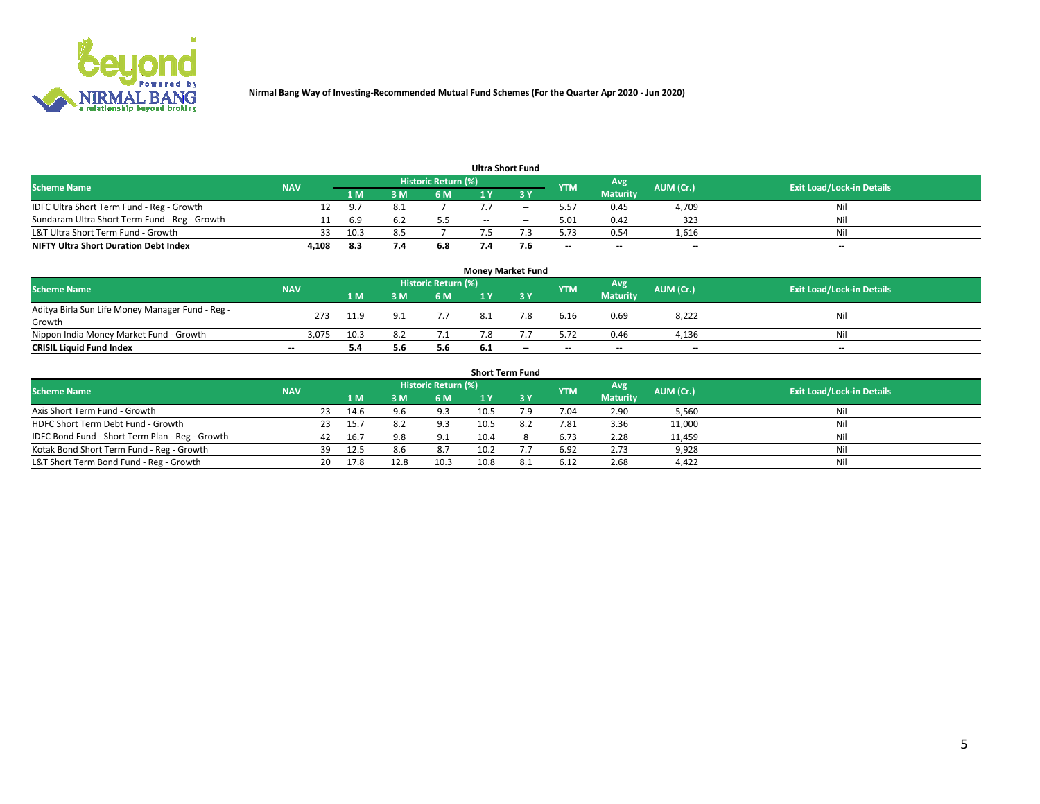**Nirmal Bang Way of Investing-Recommended Mutual Fund Schemes (For the Quarter Apr 2020 - Jun 2020)**

### Ultra Short Fund

| Scheme Name | NAV | Historic Return (%) | | | | | YTM | Avg Maturity | AUM (Cr.) | Exit Load/Lock-in Details |
|---|---|---|---|---|---|---|---|---|---|---|
| | | 1 M | 3 M | 6 M | 1 Y | 3 Y | | | | |
| IDFC Ultra Short Term Fund - Reg - Growth | 12 | 9.7 | 8.1 | 7 | 7.7 | -- | 5.57 | 0.45 | 4,709 | Nil |
| Sundaram Ultra Short Term Fund - Reg - Growth | 11 | 6.9 | 6.2 | 5.5 | -- | -- | 5.01 | 0.42 | 323 | Nil |
| L&T Ultra Short Term Fund - Growth | 33 | 10.3 | 8.5 | 7 | 7.5 | 7.3 | 5.73 | 0.54 | 1,616 | Nil |
| **NIFTY Ultra Short Duration Debt Index** | **4,108** | **8.3** | **7.4** | **6.8** | **7.4** | **7.6** | **--** | **--** | **--** | **--** |

### Money Market Fund

| Scheme Name | NAV | Historic Return (%) | | | | | YTM | Avg Maturity | AUM (Cr.) | Exit Load/Lock-in Details |
|---|---|---|---|---|---|---|---|---|---|---|
| | | 1 M | 3 M | 6 M | 1 Y | 3 Y | | | | |
| Aditya Birla Sun Life Money Manager Fund - Reg - Growth | 273 | 11.9 | 9.1 | 7.7 | 8.1 | 7.8 | 6.16 | 0.69 | 8,222 | Nil |
| Nippon India Money Market Fund - Growth | 3,075 | 10.3 | 8.2 | 7.1 | 7.8 | 7.7 | 5.72 | 0.46 | 4,136 | Nil |
| **CRISIL Liquid Fund Index** | **--** | **5.4** | **5.6** | **5.6** | **6.1** | **--** | **--** | **--** | **--** | **--** |

### Short Term Fund

| Scheme Name | NAV | Historic Return (%) | | | | | YTM | Avg Maturity | AUM (Cr.) | Exit Load/Lock-in Details |
|---|---|---|---|---|---|---|---|---|---|---|
| | | 1 M | 3 M | 6 M | 1 Y | 3 Y | | | | |
| Axis Short Term Fund - Growth | 23 | 14.6 | 9.6 | 9.3 | 10.5 | 7.9 | 7.04 | 2.90 | 5,560 | Nil |
| HDFC Short Term Debt Fund - Growth | 23 | 15.7 | 8.2 | 9.3 | 10.5 | 8.2 | 7.81 | 3.36 | 11,000 | Nil |
| IDFC Bond Fund - Short Term Plan - Reg - Growth | 42 | 16.7 | 9.8 | 9.1 | 10.4 | 8 | 6.73 | 2.28 | 11,459 | Nil |
| Kotak Bond Short Term Fund - Reg - Growth | 39 | 12.5 | 8.6 | 8.7 | 10.2 | 7.7 | 6.92 | 2.73 | 9,928 | Nil |
| L&T Short Term Bond Fund - Reg - Growth | 20 | 17.8 | 12.8 | 10.3 | 10.8 | 8.1 | 6.12 | 2.68 | 4,422 | Nil |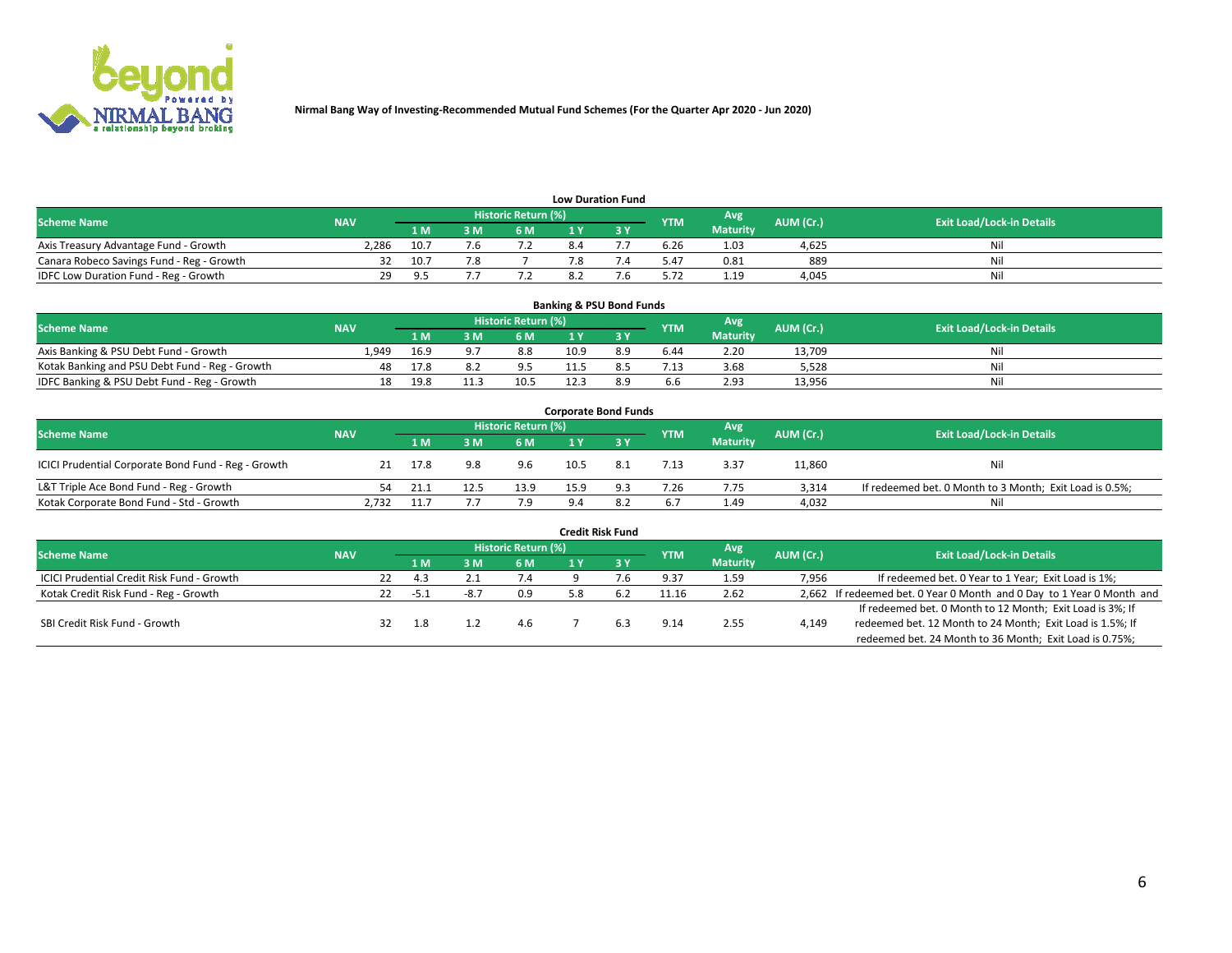Nirmal Bang Way of Investing-Recommended Mutual Fund Schemes (For the Quarter Apr 2020 - Jun 2020)

## Low Duration Fund

| Scheme Name | NAV | Historic Return (%) | | | | | YTM | Avg Maturity | AUM (Cr.) | Exit Load/Lock-in Details |
|---|---|---|---|---|---|---|---|---|---|---|
| | | 1 M | 3 M | 6 M | 1 Y | 3 Y | | | | |
| Axis Treasury Advantage Fund - Growth | 2,286 | 10.7 | 7.6 | 7.2 | 8.4 | 7.7 | 6.26 | 1.03 | 4,625 | Nil |
| Canara Robeco Savings Fund - Reg - Growth | 32 | 10.7 | 7.8 | 7 | 7.8 | 7.4 | 5.47 | 0.81 | 889 | Nil |
| IDFC Low Duration Fund - Reg - Growth | 29 | 9.5 | 7.7 | 7.2 | 8.2 | 7.6 | 5.72 | 1.19 | 4,045 | Nil |

## Banking & PSU Bond Funds

| Scheme Name | NAV | Historic Return (%) | | | | | YTM | Avg Maturity | AUM (Cr.) | Exit Load/Lock-in Details |
|---|---|---|---|---|---|---|---|---|---|---|
| | | 1 M | 3 M | 6 M | 1 Y | 3 Y | | | | |
| Axis Banking & PSU Debt Fund - Growth | 1,949 | 16.9 | 9.7 | 8.8 | 10.9 | 8.9 | 6.44 | 2.20 | 13,709 | Nil |
| Kotak Banking and PSU Debt Fund - Reg - Growth | 48 | 17.8 | 8.2 | 9.5 | 11.5 | 8.5 | 7.13 | 3.68 | 5,528 | Nil |
| IDFC Banking & PSU Debt Fund - Reg - Growth | 18 | 19.8 | 11.3 | 10.5 | 12.3 | 8.9 | 6.6 | 2.93 | 13,956 | Nil |

## Corporate Bond Funds

| Scheme Name | NAV | Historic Return (%) | | | | | YTM | Avg Maturity | AUM (Cr.) | Exit Load/Lock-in Details |
|---|---|---|---|---|---|---|---|---|---|---|
| | | 1 M | 3 M | 6 M | 1 Y | 3 Y | | | | |
| ICICI Prudential Corporate Bond Fund - Reg - Growth | 21 | 17.8 | 9.8 | 9.6 | 10.5 | 8.1 | 7.13 | 3.37 | 11,860 | Nil |
| L&T Triple Ace Bond Fund - Reg - Growth | 54 | 21.1 | 12.5 | 13.9 | 15.9 | 9.3 | 7.26 | 7.75 | 3,314 | If redeemed bet. 0 Month to 3 Month; Exit Load is 0.5%; |
| Kotak Corporate Bond Fund - Std - Growth | 2,732 | 11.7 | 7.7 | 7.9 | 9.4 | 8.2 | 6.7 | 1.49 | 4,032 | Nil |

## Credit Risk Fund

| Scheme Name | NAV | Historic Return (%) | | | | | YTM | Avg Maturity | AUM (Cr.) | Exit Load/Lock-in Details |
|---|---|---|---|---|---|---|---|---|---|---|
| | | 1 M | 3 M | 6 M | 1 Y | 3 Y | | | | |
| ICICI Prudential Credit Risk Fund - Growth | 22 | 4.3 | 2.1 | 7.4 | 9 | 7.6 | 9.37 | 1.59 | 7,956 | If redeemed bet. 0 Year to 1 Year; Exit Load is 1%; |
| Kotak Credit Risk Fund - Reg - Growth | 22 | -5.1 | -8.7 | 0.9 | 5.8 | 6.2 | 11.16 | 2.62 | 2,662 | If redeemed bet. 0 Year 0 Month and 0 Day to 1 Year 0 Month and |
| SBI Credit Risk Fund - Growth | 32 | 1.8 | 1.2 | 4.6 | 7 | 6.3 | 9.14 | 2.55 | 4,149 | If redeemed bet. 0 Month to 12 Month; Exit Load is 3%; If redeemed bet. 12 Month to 24 Month; Exit Load is 1.5%; If redeemed bet. 24 Month to 36 Month; Exit Load is 0.75%; |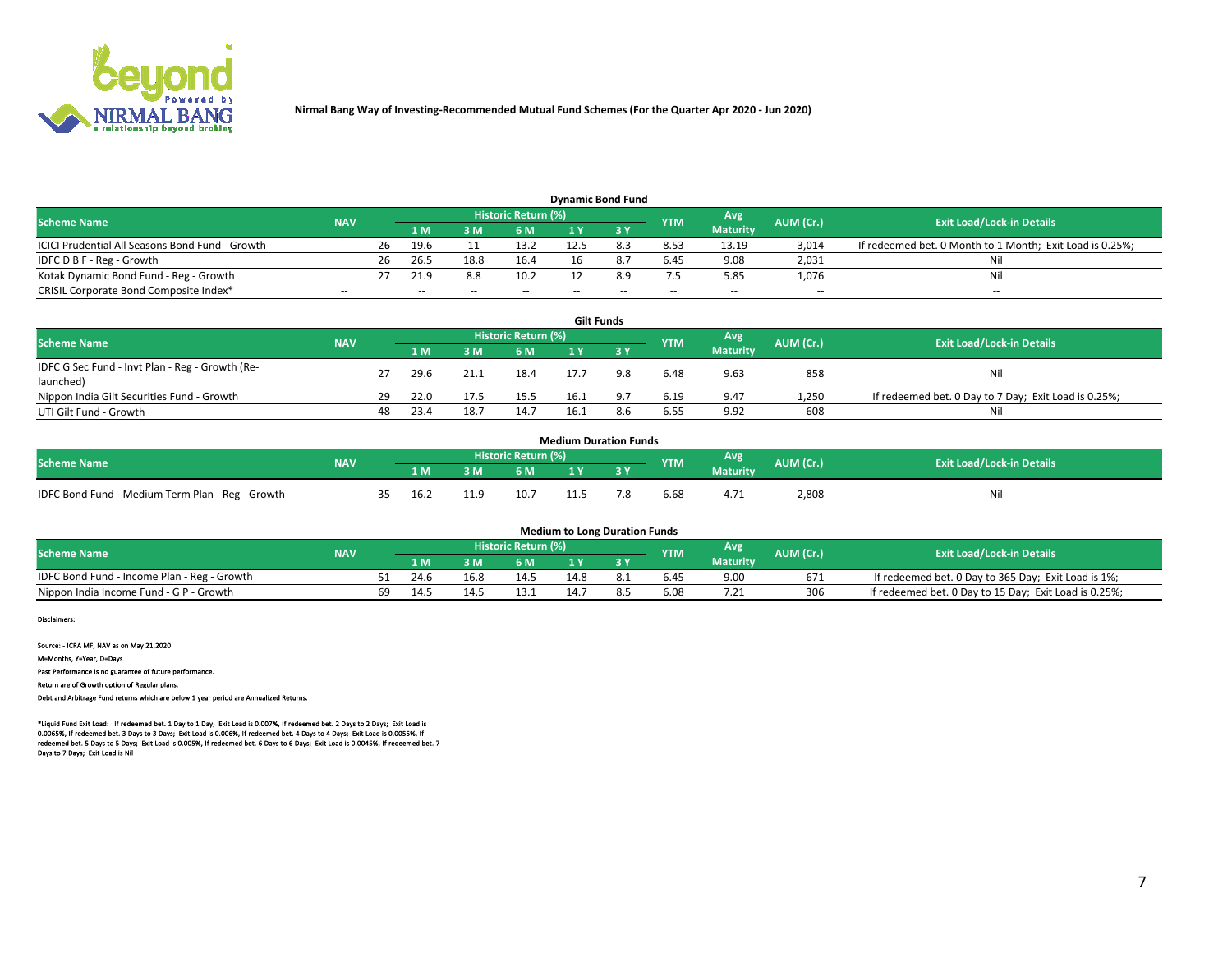Nirmal Bang Way of Investing-Recommended Mutual Fund Schemes (For the Quarter Apr 2020 - Jun 2020)

## Dynamic Bond Fund

| Scheme Name | NAV | Historic Return (%) | | | | | YTM | Avg Maturity | AUM (Cr.) | Exit Load/Lock-in Details |
|---|---|---|---|---|---|---|---|---|---|---|
| | | 1 M | 3 M | 6 M | 1 Y | 3 Y | | | | |
| ICICI Prudential All Seasons Bond Fund - Growth | 26 | 19.6 | 11 | 13.2 | 12.5 | 8.3 | 8.53 | 13.19 | 3,014 | If redeemed bet. 0 Month to 1 Month; Exit Load is 0.25%; |
| IDFC D B F - Reg - Growth | 26 | 26.5 | 18.8 | 16.4 | 16 | 8.7 | 6.45 | 9.08 | 2,031 | Nil |
| Kotak Dynamic Bond Fund - Reg - Growth | 27 | 21.9 | 8.8 | 10.2 | 12 | 8.9 | 7.5 | 5.85 | 1,076 | Nil |
| CRISIL Corporate Bond Composite Index* | -- | -- | -- | -- | -- | -- | -- | -- | -- | -- |

## Gilt Funds

| Scheme Name | NAV | Historic Return (%) | | | | | YTM | Avg Maturity | AUM (Cr.) | Exit Load/Lock-in Details |
|---|---|---|---|---|---|---|---|---|---|---|
| | | 1 M | 3 M | 6 M | 1 Y | 3 Y | | | | |
| IDFC G Sec Fund - Invt Plan - Reg - Growth (Re-launched) | 27 | 29.6 | 21.1 | 18.4 | 17.7 | 9.8 | 6.48 | 9.63 | 858 | Nil |
| Nippon India Gilt Securities Fund - Growth | 29 | 22.0 | 17.5 | 15.5 | 16.1 | 9.7 | 6.19 | 9.47 | 1,250 | If redeemed bet. 0 Day to 7 Day; Exit Load is 0.25%; |
| UTI Gilt Fund - Growth | 48 | 23.4 | 18.7 | 14.7 | 16.1 | 8.6 | 6.55 | 9.92 | 608 | Nil |

## Medium Duration Funds

| Scheme Name | NAV | Historic Return (%) | | | | | YTM | Avg Maturity | AUM (Cr.) | Exit Load/Lock-in Details |
|---|---|---|---|---|---|---|---|---|---|---|
| | | 1 M | 3 M | 6 M | 1 Y | 3 Y | | | | |
| IDFC Bond Fund - Medium Term Plan - Reg - Growth | 35 | 16.2 | 11.9 | 10.7 | 11.5 | 7.8 | 6.68 | 4.71 | 2,808 | Nil |

## Medium to Long Duration Funds

| Scheme Name | NAV | Historic Return (%) | | | | | YTM | Avg Maturity | AUM (Cr.) | Exit Load/Lock-in Details |
|---|---|---|---|---|---|---|---|---|---|---|
| | | 1 M | 3 M | 6 M | 1 Y | 3 Y | | | | |
| IDFC Bond Fund - Income Plan - Reg - Growth | 51 | 24.6 | 16.8 | 14.5 | 14.8 | 8.1 | 6.45 | 9.00 | 671 | If redeemed bet. 0 Day to 365 Day; Exit Load is 1%; |
| Nippon India Income Fund - G P - Growth | 69 | 14.5 | 14.5 | 13.1 | 14.7 | 8.5 | 6.08 | 7.21 | 306 | If redeemed bet. 0 Day to 15 Day; Exit Load is 0.25%; |

Disclaimers:

Source: - ICRA MF, NAV as on May 21,2020

M=Months, Y=Year, D=Days

Past Performance is no guarantee of future performance.

Return are of Growth option of Regular plans.

Debt and Arbitrage Fund returns which are below 1 year period are Annualized Returns.

*Liquid Fund Exit Load: If redeemed bet. 1 Day to 1 Day; Exit Load is 0.007%, If redeemed bet. 2 Days to 2 Days; Exit Load is 0.0065%, If redeemed bet. 3 Days to 3 Days; Exit Load is 0.006%, If redeemed bet. 4 Days to 4 Days; Exit Load is 0.0055%, If redeemed bet. 5 Days to 5 Days; Exit Load is 0.005%, If redeemed bet. 6 Days to 6 Days; Exit Load is 0.0045%, If redeemed bet. 7 Days to 7 Days; Exit Load is Nil